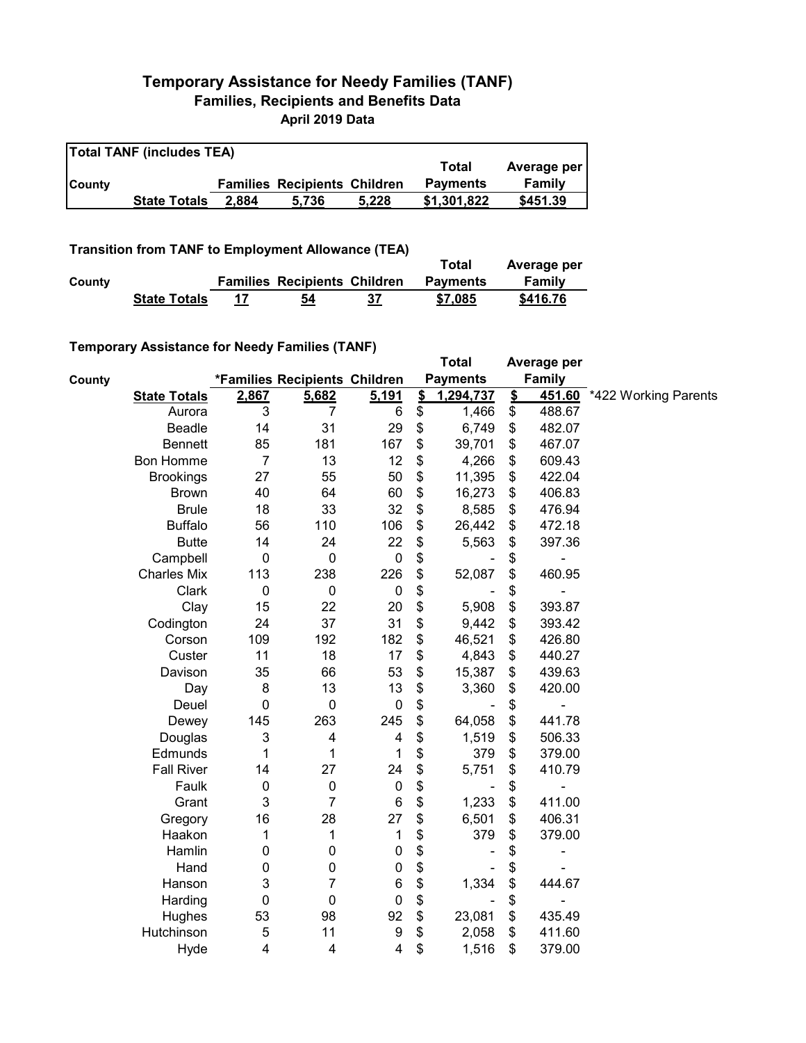# Temporary Assistance for Needy Families (TANF)
## Families, Recipients and Benefits Data
### April 2019 Data

**Total TANF (includes TEA)**

| County | | Families | Recipients | Children | Total Payments | Average per Family |
|---|---|---|---|---|---|---|
| | **State Totals** | **2,884** | **5,736** | **5,228** | **$1,301,822** | **$451.39** |

**Transition from TANF to Employment Allowance (TEA)**

| County | | Families | Recipients | Children | Total Payments | Average per Family |
|---|---|---|---|---|---|---|
| | **State Totals** | **17** | **54** | **37** | **$7,085** | **$416.76** |

**Temporary Assistance for Needy Families (TANF)**

| County | | *Families | Recipients | Children | Total Payments | Average per Family | |
|---|---|---|---|---|---|---|---|
| | **State Totals** | **2,867** | **5,682** | **5,191** | **$ 1,294,737** | **$ 451.60** | *422 Working Parents |
| | Aurora | 3 | 7 | 6 | $ 1,466 | $ 488.67 | |
| | Beadle | 14 | 31 | 29 | $ 6,749 | $ 482.07 | |
| | Bennett | 85 | 181 | 167 | $ 39,701 | $ 467.07 | |
| | Bon Homme | 7 | 13 | 12 | $ 4,266 | $ 609.43 | |
| | Brookings | 27 | 55 | 50 | $ 11,395 | $ 422.04 | |
| | Brown | 40 | 64 | 60 | $ 16,273 | $ 406.83 | |
| | Brule | 18 | 33 | 32 | $ 8,585 | $ 476.94 | |
| | Buffalo | 56 | 110 | 106 | $ 26,442 | $ 472.18 | |
| | Butte | 14 | 24 | 22 | $ 5,563 | $ 397.36 | |
| | Campbell | 0 | 0 | 0 | $ - | $ - | |
| | Charles Mix | 113 | 238 | 226 | $ 52,087 | $ 460.95 | |
| | Clark | 0 | 0 | 0 | $ - | $ - | |
| | Clay | 15 | 22 | 20 | $ 5,908 | $ 393.87 | |
| | Codington | 24 | 37 | 31 | $ 9,442 | $ 393.42 | |
| | Corson | 109 | 192 | 182 | $ 46,521 | $ 426.80 | |
| | Custer | 11 | 18 | 17 | $ 4,843 | $ 440.27 | |
| | Davison | 35 | 66 | 53 | $ 15,387 | $ 439.63 | |
| | Day | 8 | 13 | 13 | $ 3,360 | $ 420.00 | |
| | Deuel | 0 | 0 | 0 | $ - | $ - | |
| | Dewey | 145 | 263 | 245 | $ 64,058 | $ 441.78 | |
| | Douglas | 3 | 4 | 4 | $ 1,519 | $ 506.33 | |
| | Edmunds | 1 | 1 | 1 | $ 379 | $ 379.00 | |
| | Fall River | 14 | 27 | 24 | $ 5,751 | $ 410.79 | |
| | Faulk | 0 | 0 | 0 | $ - | $ - | |
| | Grant | 3 | 7 | 6 | $ 1,233 | $ 411.00 | |
| | Gregory | 16 | 28 | 27 | $ 6,501 | $ 406.31 | |
| | Haakon | 1 | 1 | 1 | $ 379 | $ 379.00 | |
| | Hamlin | 0 | 0 | 0 | $ - | $ - | |
| | Hand | 0 | 0 | 0 | $ - | $ - | |
| | Hanson | 3 | 7 | 6 | $ 1,334 | $ 444.67 | |
| | Harding | 0 | 0 | 0 | $ - | $ - | |
| | Hughes | 53 | 98 | 92 | $ 23,081 | $ 435.49 | |
| | Hutchinson | 5 | 11 | 9 | $ 2,058 | $ 411.60 | |
| | Hyde | 4 | 4 | 4 | $ 1,516 | $ 379.00 | |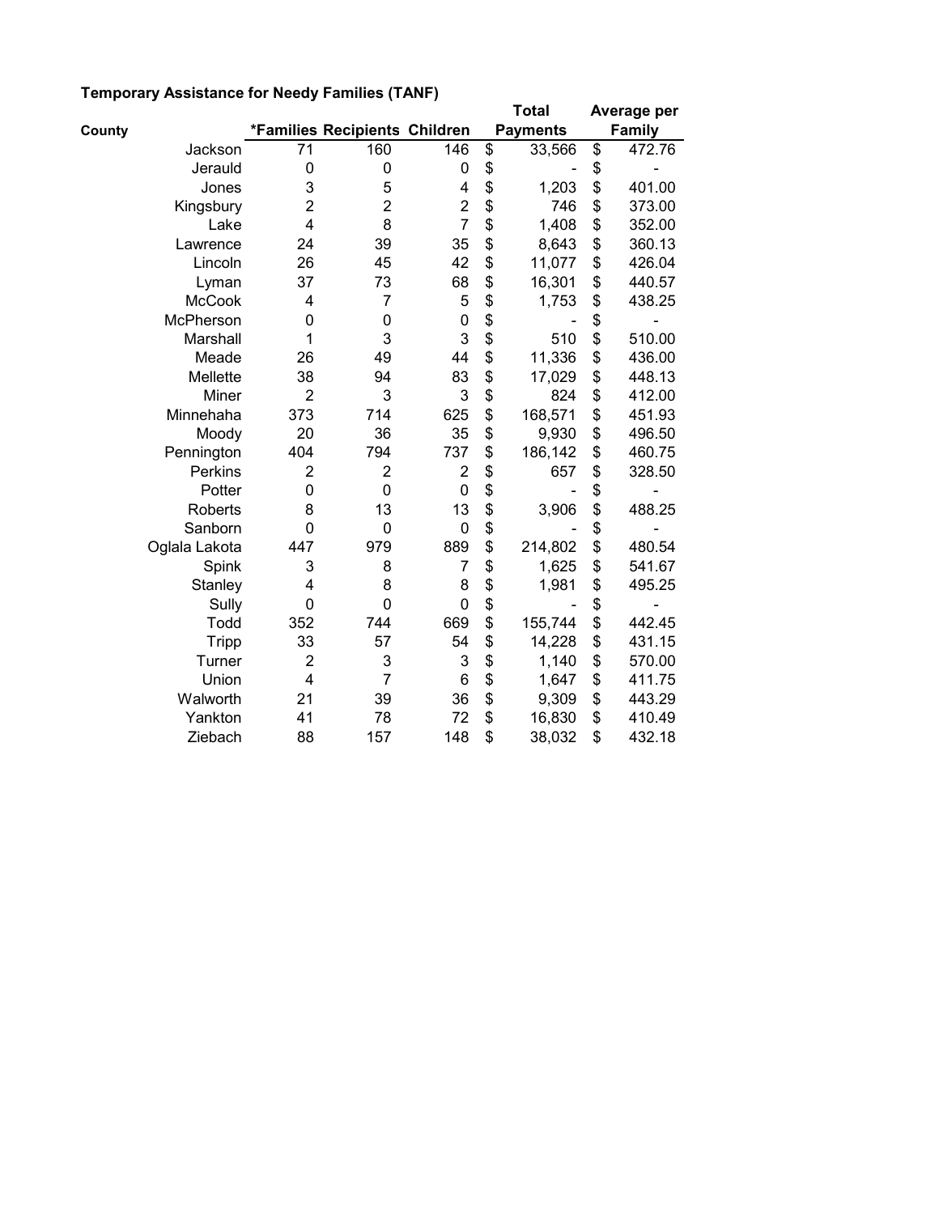**Temporary Assistance for Needy Families (TANF)**

| County | *Families | Recipients | Children | Total Payments | Average per Family |
|---|---|---|---|---|---|
| Jackson | 71 | 160 | 146 | $ 33,566 | $ 472.76 |
| Jerauld | 0 | 0 | 0 | $ - | $ - |
| Jones | 3 | 5 | 4 | $ 1,203 | $ 401.00 |
| Kingsbury | 2 | 2 | 2 | $ 746 | $ 373.00 |
| Lake | 4 | 8 | 7 | $ 1,408 | $ 352.00 |
| Lawrence | 24 | 39 | 35 | $ 8,643 | $ 360.13 |
| Lincoln | 26 | 45 | 42 | $ 11,077 | $ 426.04 |
| Lyman | 37 | 73 | 68 | $ 16,301 | $ 440.57 |
| McCook | 4 | 7 | 5 | $ 1,753 | $ 438.25 |
| McPherson | 0 | 0 | 0 | $ - | $ - |
| Marshall | 1 | 3 | 3 | $ 510 | $ 510.00 |
| Meade | 26 | 49 | 44 | $ 11,336 | $ 436.00 |
| Mellette | 38 | 94 | 83 | $ 17,029 | $ 448.13 |
| Miner | 2 | 3 | 3 | $ 824 | $ 412.00 |
| Minnehaha | 373 | 714 | 625 | $ 168,571 | $ 451.93 |
| Moody | 20 | 36 | 35 | $ 9,930 | $ 496.50 |
| Pennington | 404 | 794 | 737 | $ 186,142 | $ 460.75 |
| Perkins | 2 | 2 | 2 | $ 657 | $ 328.50 |
| Potter | 0 | 0 | 0 | $ - | $ - |
| Roberts | 8 | 13 | 13 | $ 3,906 | $ 488.25 |
| Sanborn | 0 | 0 | 0 | $ - | $ - |
| Oglala Lakota | 447 | 979 | 889 | $ 214,802 | $ 480.54 |
| Spink | 3 | 8 | 7 | $ 1,625 | $ 541.67 |
| Stanley | 4 | 8 | 8 | $ 1,981 | $ 495.25 |
| Sully | 0 | 0 | 0 | $ - | $ - |
| Todd | 352 | 744 | 669 | $ 155,744 | $ 442.45 |
| Tripp | 33 | 57 | 54 | $ 14,228 | $ 431.15 |
| Turner | 2 | 3 | 3 | $ 1,140 | $ 570.00 |
| Union | 4 | 7 | 6 | $ 1,647 | $ 411.75 |
| Walworth | 21 | 39 | 36 | $ 9,309 | $ 443.29 |
| Yankton | 41 | 78 | 72 | $ 16,830 | $ 410.49 |
| Ziebach | 88 | 157 | 148 | $ 38,032 | $ 432.18 |